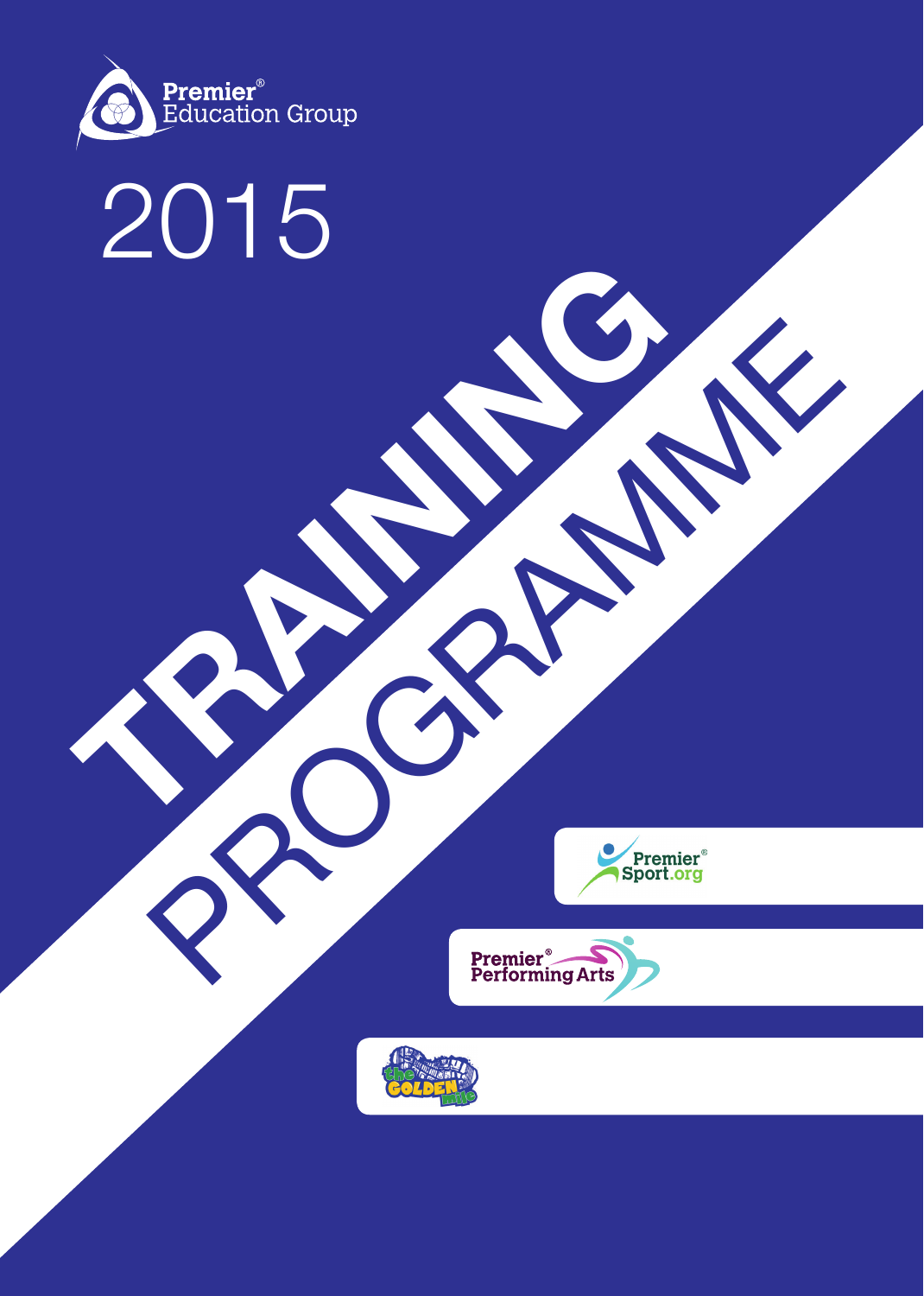Premier® Education Group

# 2015

# TRAINING PROGRAMME

Premier® Sport.org

Premier® Performing Arts

the GOLDEN mile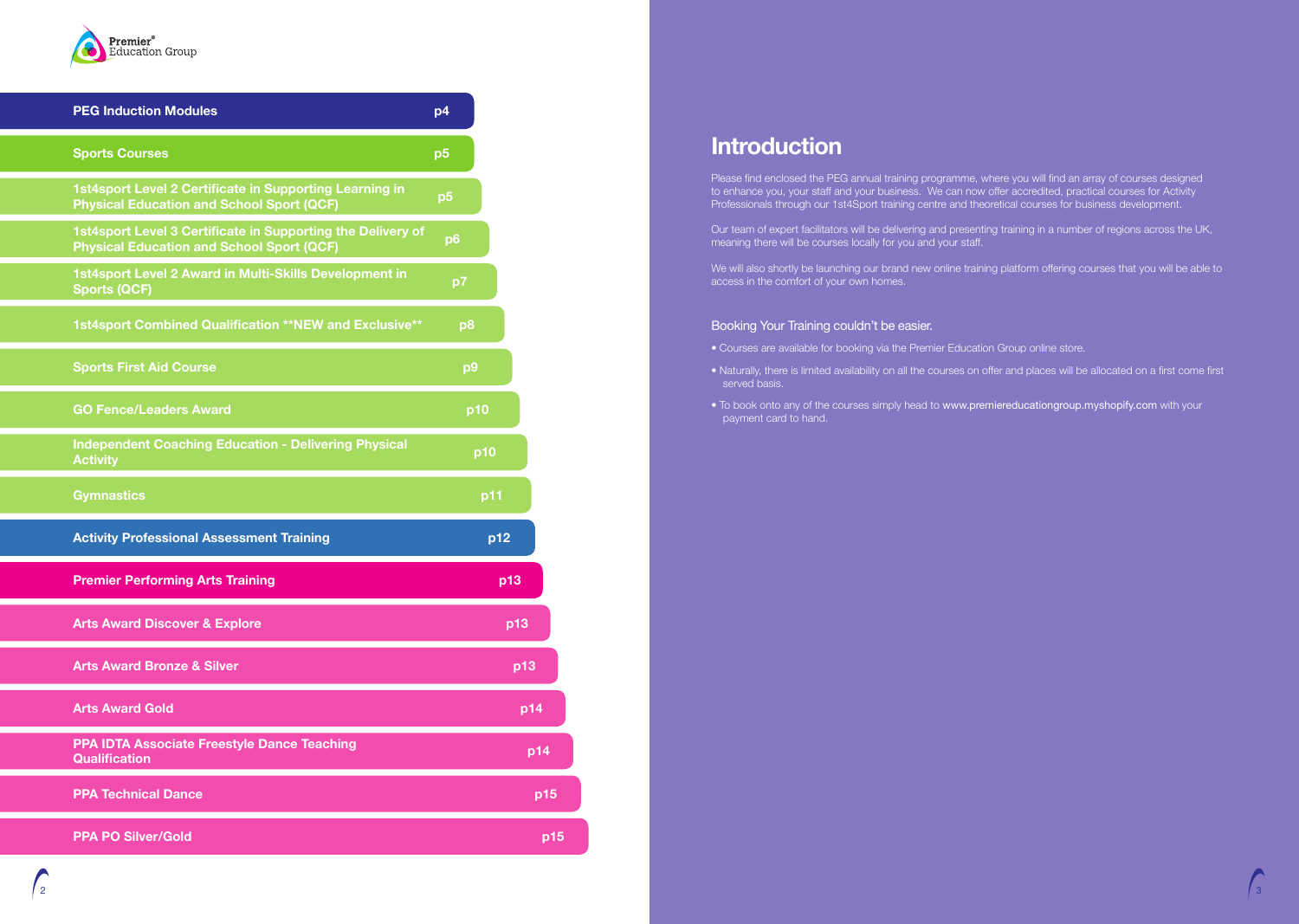| Contents | Page |
| --- | --- |
| **PEG Induction Modules** | p4 |
| **Sports Courses** | p5 |
| 1st4sport Level 2 Certificate in Supporting Learning in Physical Education and School Sport (QCF) | p5 |
| 1st4sport Level 3 Certificate in Supporting the Delivery of Physical Education and School Sport (QCF) | p6 |
| 1st4sport Level 2 Award in Multi-Skills Development in Sports (QCF) | p7 |
| 1st4sport Combined Qualification **NEW and Exclusive** | p8 |
| Sports First Aid Course | p9 |
| GO Fence/Leaders Award | p10 |
| Independent Coaching Education - Delivering Physical Activity | p10 |
| Gymnastics | p11 |
| **Activity Professional Assessment Training** | p12 |
| **Premier Performing Arts Training** | p13 |
| Arts Award Discover & Explore | p13 |
| Arts Award Bronze & Silver | p13 |
| Arts Award Gold | p14 |
| PPA IDTA Associate Freestyle Dance Teaching Qualification | p14 |
| PPA Technical Dance | p15 |
| PPA PO Silver/Gold | p15 |

# Introduction

Please find enclosed the PEG annual training programme, where you will find an array of courses designed to enhance you, your staff and your business. We can now offer accredited, practical courses for Activity Professionals through our 1st4Sport training centre and theoretical courses for business development.

Our team of expert facilitators will be delivering and presenting training in a number of regions across the UK, meaning there will be courses locally for you and your staff.

We will also shortly be launching our brand new online training platform offering courses that you will be able to access in the comfort of your own homes.

## Booking Your Training couldn't be easier.

- Courses are available for booking via the Premier Education Group online store.
- Naturally, there is limited availability on all the courses on offer and places will be allocated on a first come first served basis.
- To book onto any of the courses simply head to www.premiereducationgroup.myshopify.com with your payment card to hand.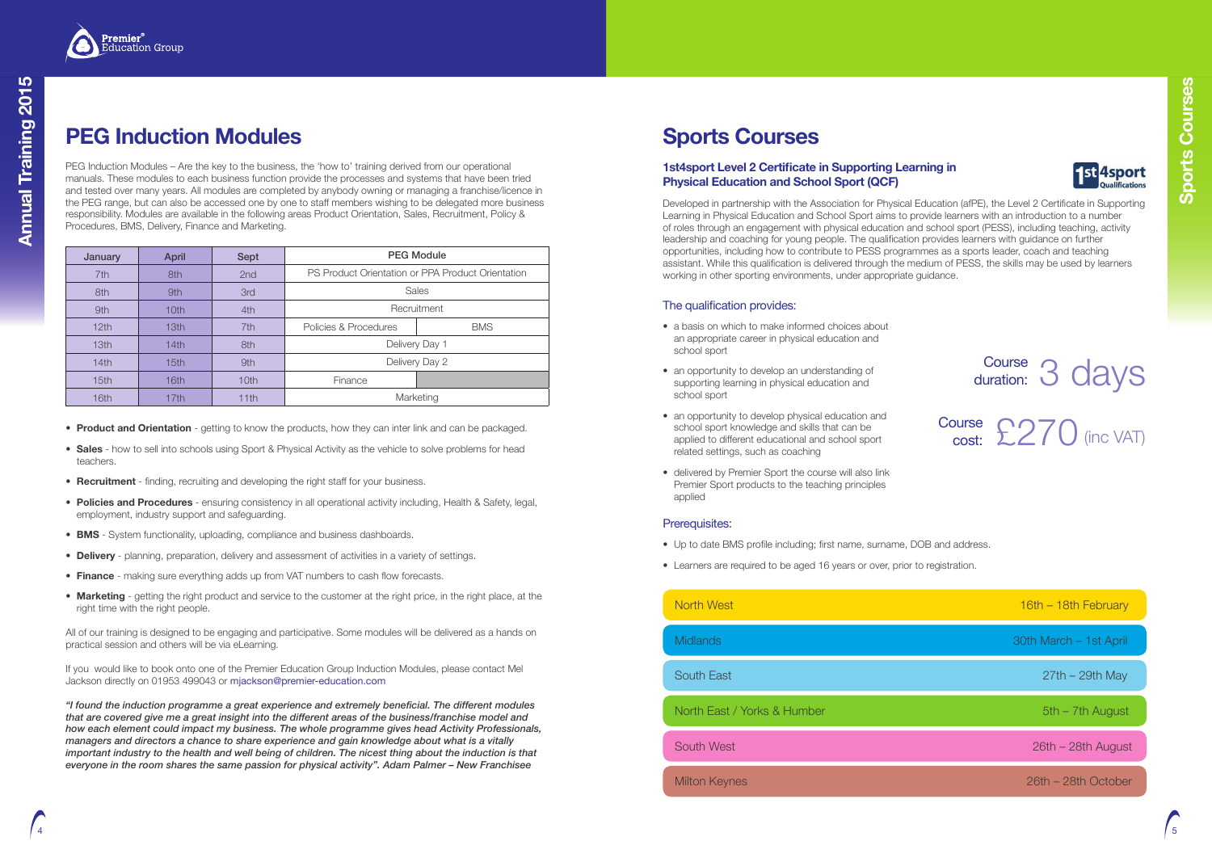## PEG Induction Modules

PEG Induction Modules – Are the key to the business, the 'how to' training derived from our operational manuals. These modules to each business function provide the processes and systems that have been tried and tested over many years. All modules are completed by anybody owning or managing a franchise/licence in the PEG range, but can also be accessed one by one to staff members wishing to be delegated more business responsibility. Modules are available in the following areas Product Orientation, Sales, Recruitment, Policy & Procedures, BMS, Delivery, Finance and Marketing.

| January | April | Sept | PEG Module | |
|---|---|---|---|---|
| 7th | 8th | 2nd | PS Product Orientation or PPA Product Orientation | |
| 8th | 9th | 3rd | Sales | |
| 9th | 10th | 4th | Recruitment | |
| 12th | 13th | 7th | Policies & Procedures | BMS |
| 13th | 14th | 8th | Delivery Day 1 | |
| 14th | 15th | 9th | Delivery Day 2 | |
| 15th | 16th | 10th | Finance | |
| 16th | 17th | 11th | Marketing | |

- **Product and Orientation** - getting to know the products, how they can inter link and can be packaged.
- **Sales** - how to sell into schools using Sport & Physical Activity as the vehicle to solve problems for head teachers.
- **Recruitment** - finding, recruiting and developing the right staff for your business.
- **Policies and Procedures** - ensuring consistency in all operational activity including, Health & Safety, legal, employment, industry support and safeguarding.
- **BMS** - System functionality, uploading, compliance and business dashboards.
- **Delivery** - planning, preparation, delivery and assessment of activities in a variety of settings.
- **Finance** - making sure everything adds up from VAT numbers to cash flow forecasts.
- **Marketing** - getting the right product and service to the customer at the right price, in the right place, at the right time with the right people.

All of our training is designed to be engaging and participative. Some modules will be delivered as a hands on practical session and others will be via eLearning.

If you would like to book onto one of the Premier Education Group Induction Modules, please contact Mel Jackson directly on 01953 499043 or mjackson@premier-education.com

*"I found the induction programme a great experience and extremely beneficial. The different modules that are covered give me a great insight into the different areas of the business/franchise model and how each element could impact my business. The whole programme gives head Activity Professionals, managers and directors a chance to share experience and gain knowledge about what is a vitally important industry to the health and well being of children. The nicest thing about the induction is that everyone in the room shares the same passion for physical activity". Adam Palmer – New Franchisee*

## Sports Courses

### 1st4sport Level 2 Certificate in Supporting Learning in Physical Education and School Sport (QCF)

Developed in partnership with the Association for Physical Education (afPE), the Level 2 Certificate in Supporting Learning in Physical Education and School Sport aims to provide learners with an introduction to a number of roles through an engagement with physical education and school sport (PESS), including teaching, activity leadership and coaching for young people. The qualification provides learners with guidance on further opportunities, including how to contribute to PESS programmes as a sports leader, coach and teaching assistant. While this qualification is delivered through the medium of PESS, the skills may be used by learners working in other sporting environments, under appropriate guidance.

#### The qualification provides:

- a basis on which to make informed choices about an appropriate career in physical education and school sport
- an opportunity to develop an understanding of supporting learning in physical education and school sport
- an opportunity to develop physical education and school sport knowledge and skills that can be applied to different educational and school sport related settings, such as coaching
- delivered by Premier Sport the course will also link Premier Sport products to the teaching principles applied

Course duration: 3 days

Course cost: £270 (inc VAT)

#### Prerequisites:

- Up to date BMS profile including; first name, surname, DOB and address.
- Learners are required to be aged 16 years or over, prior to registration.

| Region | Dates |
|---|---|
| North West | 16th – 18th February |
| Midlands | 30th March – 1st April |
| South East | 27th – 29th May |
| North East / Yorks & Humber | 5th – 7th August |
| South West | 26th – 28th August |
| Milton Keynes | 26th – 28th October |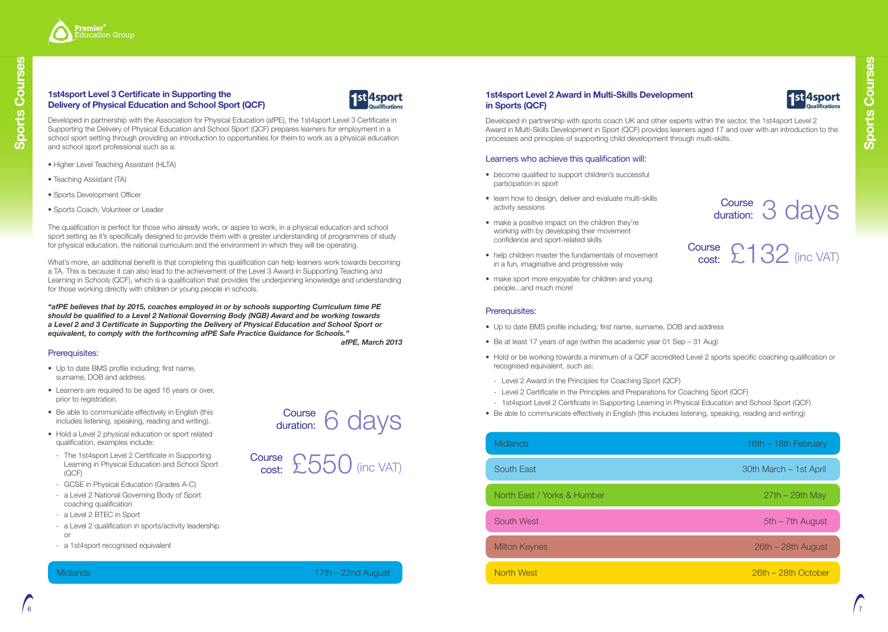## 1st4sport Level 3 Certificate in Supporting the Delivery of Physical Education and School Sport (QCF)

Developed in partnership with the Association for Physical Education (afPE), the 1st4sport Level 3 Certificate in Supporting the Delivery of Physical Education and School Sport (QCF) prepares learners for employment in a school sport setting through providing an introduction to opportunities for them to work as a physical education and school sport professional such as a:

- Higher Level Teaching Assistant (HLTA)
- Teaching Assistant (TA)
- Sports Development Officer
- Sports Coach, Volunteer or Leader

The qualification is perfect for those who already work, or aspire to work, in a physical education and school sport setting as it's specifically designed to provide them with a greater understanding of programmes of study for physical education, the national curriculum and the environment in which they will be operating.

What's more, an additional benefit is that completing this qualification can help learners work towards becoming a TA. This is because it can also lead to the achievement of the Level 3 Award in Supporting Teaching and Learning in Schools (QCF), which is a qualification that provides the underpinning knowledge and understanding for those working directly with children or young people in schools.

***"afPE believes that by 2015, coaches employed in or by schools supporting Curriculum time PE should be qualified to a Level 2 National Governing Body (NGB) Award and be working towards a Level 2 and 3 Certificate in Supporting the Delivery of Physical Education and School Sport or equivalent, to comply with the forthcoming afPE Safe Practice Guidance for Schools."***

***afPE, March 2013***

### Prerequisites:

- Up to date BMS profile including; first name, surname, DOB and address.
- Learners are required to be aged 16 years or over, prior to registration.
- Be able to communicate effectively in English (this includes listening, speaking, reading and writing).
- Hold a Level 2 physical education or sport related qualification, examples include:
  - The 1st4sport Level 2 Certificate in Supporting Learning in Physical Education and School Sport (QCF)
  - GCSE in Physical Education (Grades A-C)
  - a Level 2 National Governing Body of Sport coaching qualification
  - a Level 2 BTEC in Sport
  - a Level 2 qualification in sports/activity leadership or
  - a 1st4sport recognised equivalent

Course duration: 6 days

Course cost: £550 (inc VAT)

| Midlands | 17th – 22nd August |
|---|---|

## 1st4sport Level 2 Award in Multi-Skills Development in Sports (QCF)

Developed in partnership with sports coach UK and other experts within the sector, the 1st4sport Level 2 Award in Multi-Skills Development in Sport (QCF) provides learners aged 17 and over with an introduction to the processes and principles of supporting child development through multi-skills.

### Learners who achieve this qualification will:

- become qualified to support children's successful participation in sport
- learn how to design, deliver and evaluate multi-skills activity sessions
- make a positive impact on the children they're working with by developing their movement confidence and sport-related skills
- help children master the fundamentals of movement in a fun, imaginative and progressive way
- make sport more enjoyable for children and young people...and much more!

Course duration: 3 days

Course cost: £132 (inc VAT)

### Prerequisites:

- Up to date BMS profile including; first name, surname, DOB and address
- Be at least 17 years of age (within the academic year 01 Sep – 31 Aug)
- Hold or be working towards a minimum of a QCF accredited Level 2 sports specific coaching qualification or recognised equivalent, such as:
  - Level 2 Award in the Principles for Coaching Sport (QCF)
  - Level 2 Certificate in the Principles and Preparations for Coaching Sport (QCF)
  - 1st4sport Level 2 Certificate in Supporting Learning in Physical Education and School Sport (QCF)
- Be able to communicate effectively in English (this includes listening, speaking, reading and writing)

| Location | Dates |
|---|---|
| Midlands | 16th – 18th February |
| South East | 30th March – 1st April |
| North East / Yorks & Humber | 27th – 29th May |
| South West | 5th – 7th August |
| Milton Keynes | 26th – 28th August |
| North West | 26th – 28th October |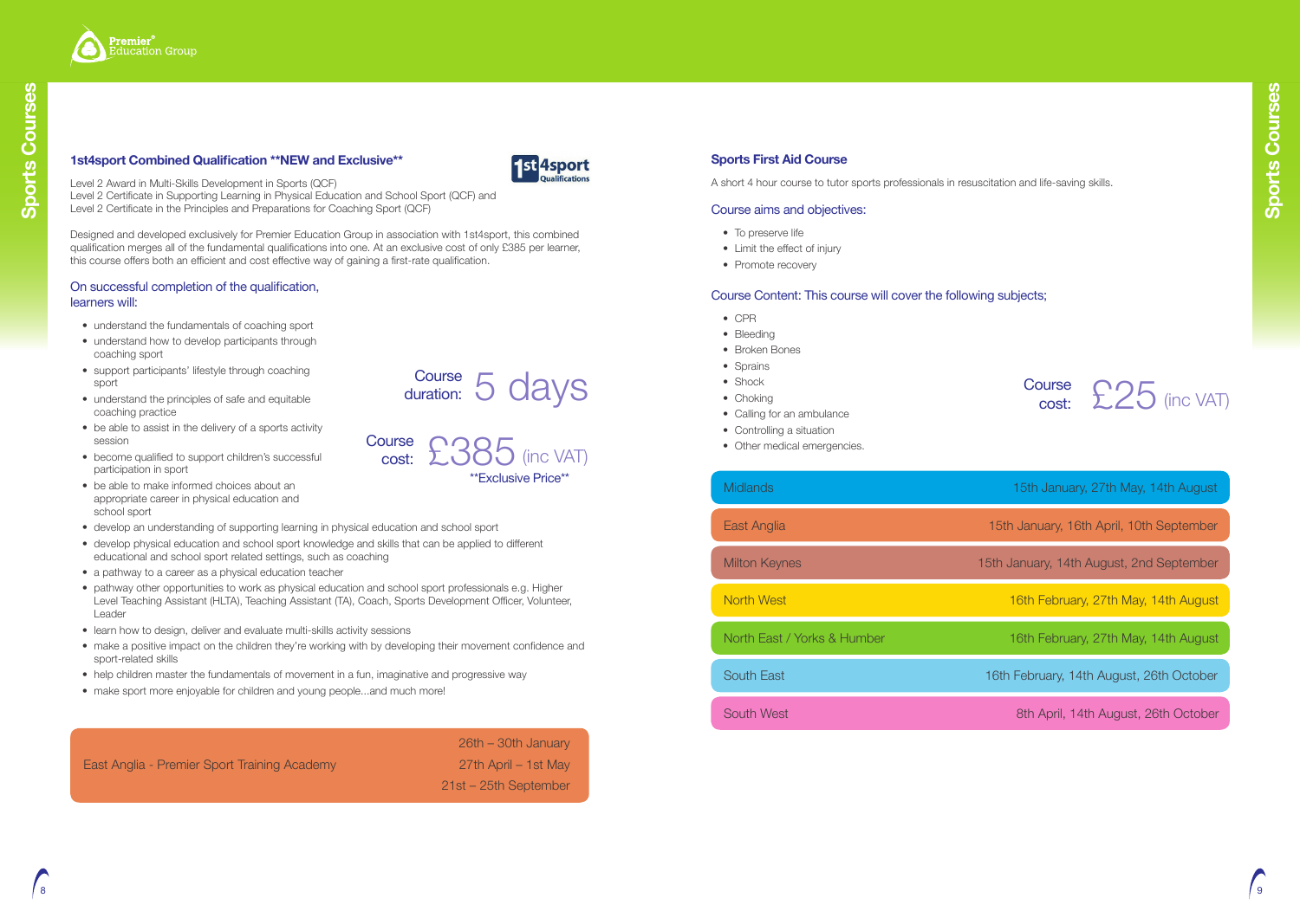## 1st4sport Combined Qualification **NEW and Exclusive**

Level 2 Award in Multi-Skills Development in Sports (QCF)
Level 2 Certificate in Supporting Learning in Physical Education and School Sport (QCF) and
Level 2 Certificate in the Principles and Preparations for Coaching Sport (QCF)

Designed and developed exclusively for Premier Education Group in association with 1st4sport, this combined qualification merges all of the fundamental qualifications into one. At an exclusive cost of only £385 per learner, this course offers both an efficient and cost effective way of gaining a first-rate qualification.

### On successful completion of the qualification, learners will:

- understand the fundamentals of coaching sport
- understand how to develop participants through coaching sport
- support participants' lifestyle through coaching sport
- understand the principles of safe and equitable coaching practice
- be able to assist in the delivery of a sports activity session
- become qualified to support children's successful participation in sport
- be able to make informed choices about an appropriate career in physical education and school sport
- develop an understanding of supporting learning in physical education and school sport
- develop physical education and school sport knowledge and skills that can be applied to different educational and school sport related settings, such as coaching
- a pathway to a career as a physical education teacher
- pathway other opportunities to work as physical education and school sport professionals e.g. Higher Level Teaching Assistant (HLTA), Teaching Assistant (TA), Coach, Sports Development Officer, Volunteer, Leader
- learn how to design, deliver and evaluate multi-skills activity sessions
- make a positive impact on the children they're working with by developing their movement confidence and sport-related skills
- help children master the fundamentals of movement in a fun, imaginative and progressive way
- make sport more enjoyable for children and young people...and much more!

Course duration: 5 days

Course cost: £385 (inc VAT)
**Exclusive Price**

| | |
|---|---|
| East Anglia - Premier Sport Training Academy | 26th – 30th January<br>27th April – 1st May<br>21st – 25th September |

## Sports First Aid Course

A short 4 hour course to tutor sports professionals in resuscitation and life-saving skills.

### Course aims and objectives:

- To preserve life
- Limit the effect of injury
- Promote recovery

### Course Content: This course will cover the following subjects;

- CPR
- Bleeding
- Broken Bones
- Sprains
- Shock
- Choking
- Calling for an ambulance
- Controlling a situation
- Other medical emergencies.

Course cost: £25 (inc VAT)

| | |
|---|---|
| Midlands | 15th January, 27th May, 14th August |
| East Anglia | 15th January, 16th April, 10th September |
| Milton Keynes | 15th January, 14th August, 2nd September |
| North West | 16th February, 27th May, 14th August |
| North East / Yorks & Humber | 16th February, 27th May, 14th August |
| South East | 16th February, 14th August, 26th October |
| South West | 8th April, 14th August, 26th October |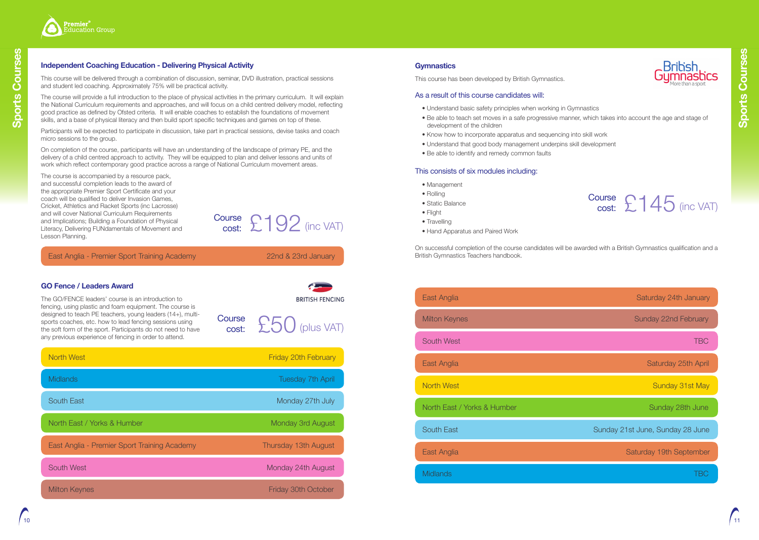## Independent Coaching Education - Delivering Physical Activity

This course will be delivered through a combination of discussion, seminar, DVD illustration, practical sessions and student led coaching. Approximately 75% will be practical activity.

The course will provide a full introduction to the place of physical activities in the primary curriculum. It will explain the National Curriculum requirements and approaches, and will focus on a child centred delivery model, reflecting good practice as defined by Ofsted criteria. It will enable coaches to establish the foundations of movement skills, and a base of physical literacy and then build sport specific techniques and games on top of these.

Participants will be expected to participate in discussion, take part in practical sessions, devise tasks and coach micro sessions to the group.

On completion of the course, participants will have an understanding of the landscape of primary PE, and the delivery of a child centred approach to activity. They will be equipped to plan and deliver lessons and units of work which reflect contemporary good practice across a range of National Curriculum movement areas.

The course is accompanied by a resource pack, and successful completion leads to the award of the appropriate Premier Sport Certificate and your coach will be qualified to deliver Invasion Games, Cricket, Athletics and Racket Sports (inc Lacrosse) and will cover National Curriculum Requirements and Implications; Building a Foundation of Physical Literacy, Delivering FUNdamentals of Movement and Lesson Planning.

Course cost: £192 (inc VAT)

| Location | Date |
|---|---|
| East Anglia - Premier Sport Training Academy | 22nd & 23rd January |

## GO Fence / Leaders Award

BRITISH FENCING

The GO/FENCE leaders' course is an introduction to fencing, using plastic and foam equipment. The course is designed to teach PE teachers, young leaders (14+), multi-sports coaches, etc. how to lead fencing sessions using the soft form of the sport. Participants do not need to have any previous experience of fencing in order to attend.

Course cost: £50 (plus VAT)

| Location | Date |
|---|---|
| North West | Friday 20th February |
| Midlands | Tuesday 7th April |
| South East | Monday 27th July |
| North East / Yorks & Humber | Monday 3rd August |
| East Anglia - Premier Sport Training Academy | Thursday 13th August |
| South West | Monday 24th August |
| Milton Keynes | Friday 30th October |

## Gymnastics

British Gymnastics – More than a sport

This course has been developed by British Gymnastics.

### As a result of this course candidates will:

- Understand basic safety principles when working in Gymnastics
- Be able to teach set moves in a safe progressive manner, which takes into account the age and stage of development of the children
- Know how to incorporate apparatus and sequencing into skill work
- Understand that good body management underpins skill development
- Be able to identify and remedy common faults

### This consists of six modules including:

- Management
- Rolling
- Static Balance
- Flight
- Travelling
- Hand Apparatus and Paired Work

Course cost: £145 (inc VAT)

On successful completion of the course candidates will be awarded with a British Gymnastics qualification and a British Gymnastics Teachers handbook.

| Location | Date |
|---|---|
| East Anglia | Saturday 24th January |
| Milton Keynes | Sunday 22nd February |
| South West | TBC |
| East Anglia | Saturday 25th April |
| North West | Sunday 31st May |
| North East / Yorks & Humber | Sunday 28th June |
| South East | Sunday 21st June, Sunday 28 June |
| East Anglia | Saturday 19th September |
| Midlands | TBC |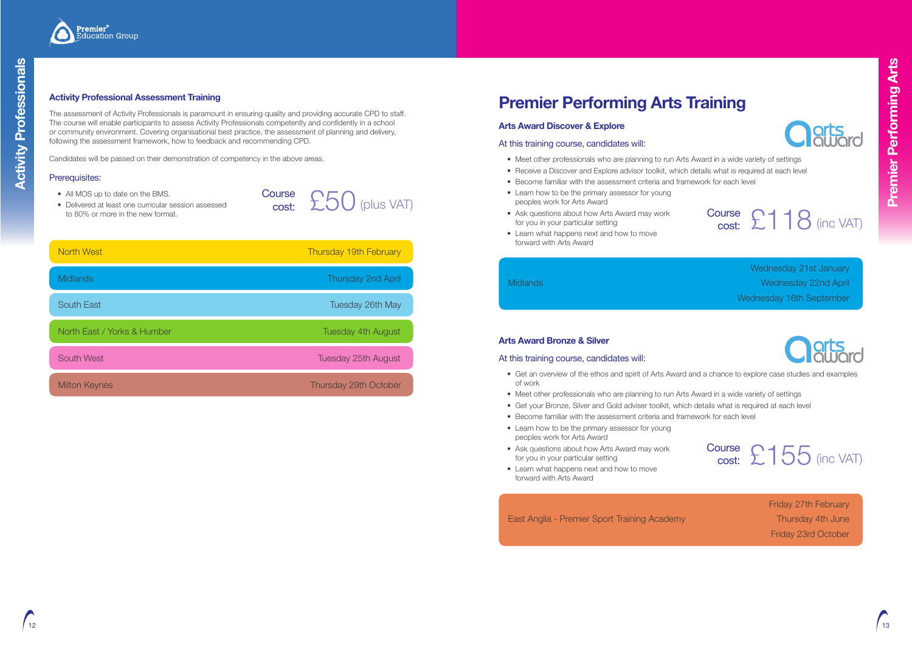## Activity Professionals

### Activity Professional Assessment Training

The assessment of Activity Professionals is paramount in ensuring quality and providing accurate CPD to staff. The course will enable participants to assess Activity Professionals competently and confidently in a school or community environment. Covering organisational best practice, the assessment of planning and delivery, following the assessment framework, how to feedback and recommending CPD.

Candidates will be passed on their demonstration of competency in the above areas.

**Prerequisites:**

- All MOS up to date on the BMS.
- Delivered at least one curricular session assessed to 80% or more in the new format.

Course cost: £50 (plus VAT)

| Location | Date |
|---|---|
| North West | Thursday 19th February |
| Midlands | Thursday 2nd April |
| South East | Tuesday 26th May |
| North East / Yorks & Humber | Tuesday 4th August |
| South West | Tuesday 25th August |
| Milton Keynes | Thursday 29th October |

# Premier Performing Arts Training

### Arts Award Discover & Explore

At this training course, candidates will:

- Meet other professionals who are planning to run Arts Award in a wide variety of settings
- Receive a Discover and Explore advisor toolkit, which details what is required at each level
- Become familiar with the assessment criteria and framework for each level
- Learn how to be the primary assessor for young peoples work for Arts Award
- Ask questions about how Arts Award may work for you in your particular setting
- Learn what happens next and how to move forward with Arts Award

Course cost: £118 (inc VAT)

| Location | Dates |
|---|---|
| Midlands | Wednesday 21st January<br>Wednesday 22nd April<br>Wednesday 16th September |

### Arts Award Bronze & Silver

At this training course, candidates will:

- Get an overview of the ethos and spirit of Arts Award and a chance to explore case studies and examples of work
- Meet other professionals who are planning to run Arts Award in a wide variety of settings
- Get your Bronze, Silver and Gold adviser toolkit, which details what is required at each level
- Become familiar with the assessment criteria and framework for each level
- Learn how to be the primary assessor for young peoples work for Arts Award
- Ask questions about how Arts Award may work for you in your particular setting
- Learn what happens next and how to move forward with Arts Award

Course cost: £155 (inc VAT)

| Location | Dates |
|---|---|
| East Anglia - Premier Sport Training Academy | Friday 27th February<br>Thursday 4th June<br>Friday 23rd October |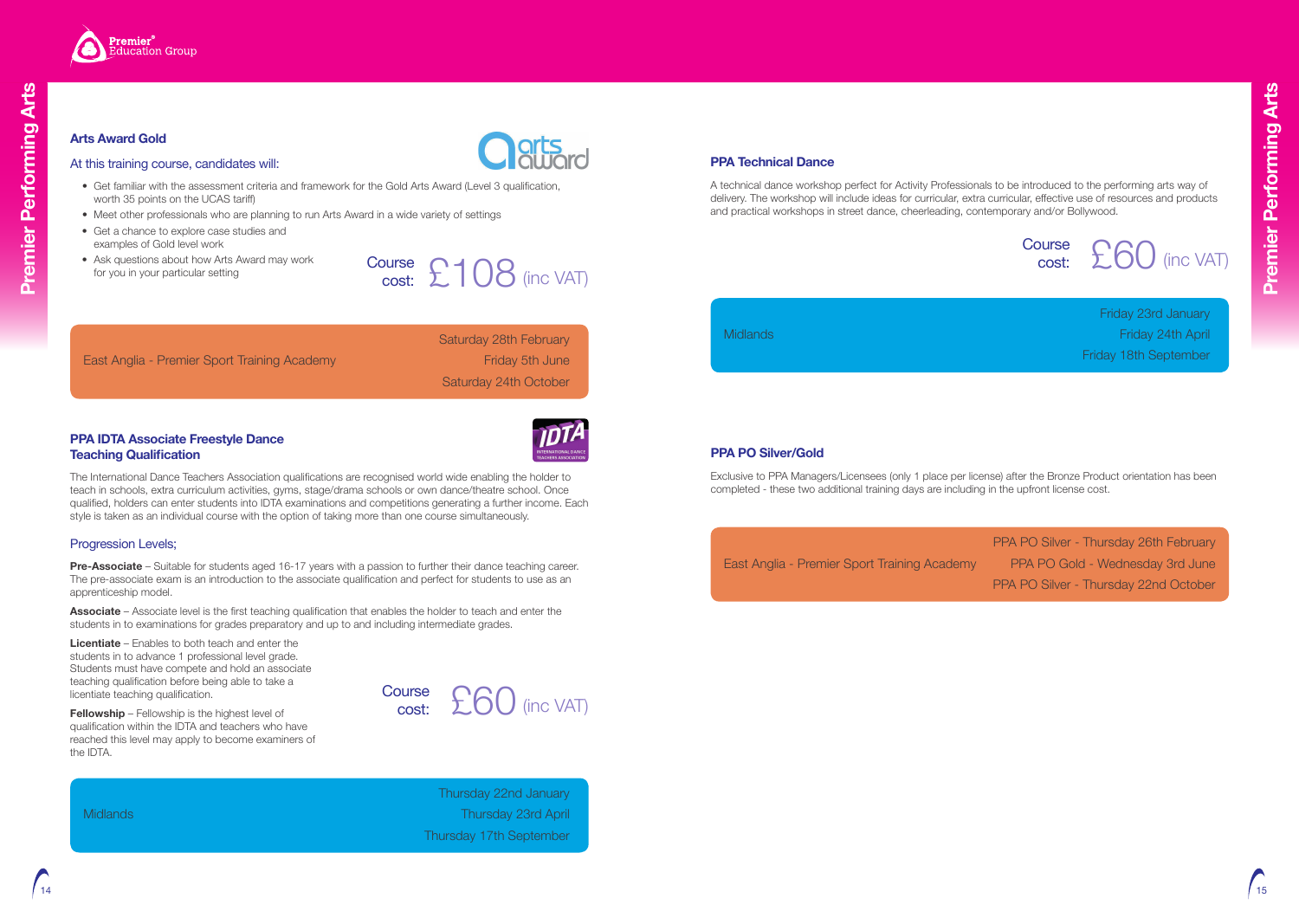## Arts Award Gold

At this training course, candidates will:

- Get familiar with the assessment criteria and framework for the Gold Arts Award (Level 3 qualification, worth 35 points on the UCAS tariff)
- Meet other professionals who are planning to run Arts Award in a wide variety of settings
- Get a chance to explore case studies and examples of Gold level work
- Ask questions about how Arts Award may work for you in your particular setting

Course cost: £108 (inc VAT)

| | |
|---|---|
| East Anglia - Premier Sport Training Academy | Saturday 28th February<br>Friday 5th June<br>Saturday 24th October |

## PPA IDTA Associate Freestyle Dance Teaching Qualification

The International Dance Teachers Association qualifications are recognised world wide enabling the holder to teach in schools, extra curriculum activities, gyms, stage/drama schools or own dance/theatre school. Once qualified, holders can enter students into IDTA examinations and competitions generating a further income. Each style is taken as an individual course with the option of taking more than one course simultaneously.

### Progression Levels;

**Pre-Associate** – Suitable for students aged 16-17 years with a passion to further their dance teaching career. The pre-associate exam is an introduction to the associate qualification and perfect for students to use as an apprenticeship model.

**Associate** – Associate level is the first teaching qualification that enables the holder to teach and enter the students in to examinations for grades preparatory and up to and including intermediate grades.

**Licentiate** – Enables to both teach and enter the students in to advance 1 professional level grade. Students must have compete and hold an associate teaching qualification before being able to take a licentiate teaching qualification.

**Fellowship** – Fellowship is the highest level of qualification within the IDTA and teachers who have reached this level may apply to become examiners of the IDTA.

Course cost: £60 (inc VAT)

| | |
|---|---|
| Midlands | Thursday 22nd January<br>Thursday 23rd April<br>Thursday 17th September |

## PPA Technical Dance

A technical dance workshop perfect for Activity Professionals to be introduced to the performing arts way of delivery. The workshop will include ideas for curricular, extra curricular, effective use of resources and products and practical workshops in street dance, cheerleading, contemporary and/or Bollywood.

Course cost: £60 (inc VAT)

| | |
|---|---|
| Midlands | Friday 23rd January<br>Friday 24th April<br>Friday 18th September |

## PPA PO Silver/Gold

Exclusive to PPA Managers/Licensees (only 1 place per license) after the Bronze Product orientation has been completed - these two additional training days are including in the upfront license cost.

| | |
|---|---|
| East Anglia - Premier Sport Training Academy | PPA PO Silver - Thursday 26th February<br>PPA PO Gold - Wednesday 3rd June<br>PPA PO Silver - Thursday 22nd October |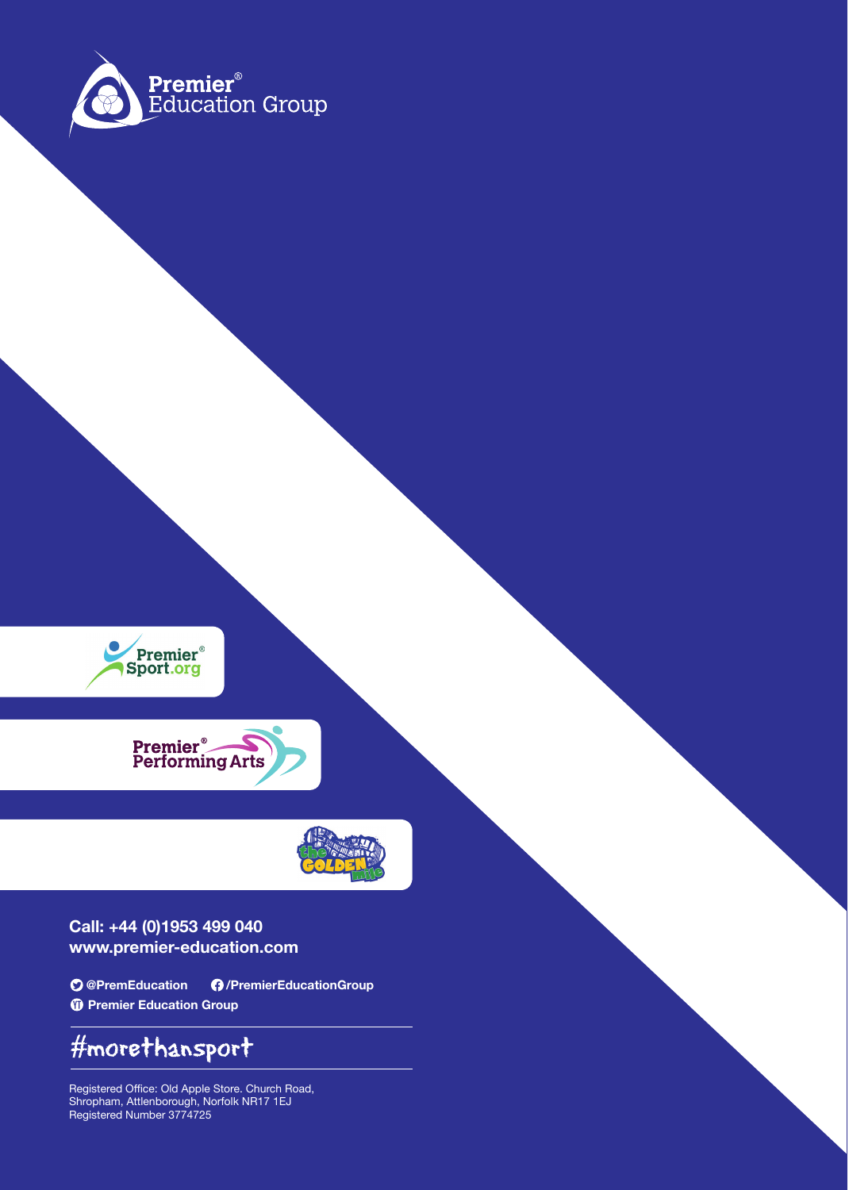Premier® Education Group

Premier® Sport.org

Premier® Performing Arts

the GOLDEN mile

**Call: +44 (0)1953 499 040**
**www.premier-education.com**

**@PremEducation** **/PremierEducationGroup**
**Premier Education Group**

#morethansport

Registered Office: Old Apple Store. Church Road,
Shropham, Attlenborough, Norfolk NR17 1EJ
Registered Number 3774725